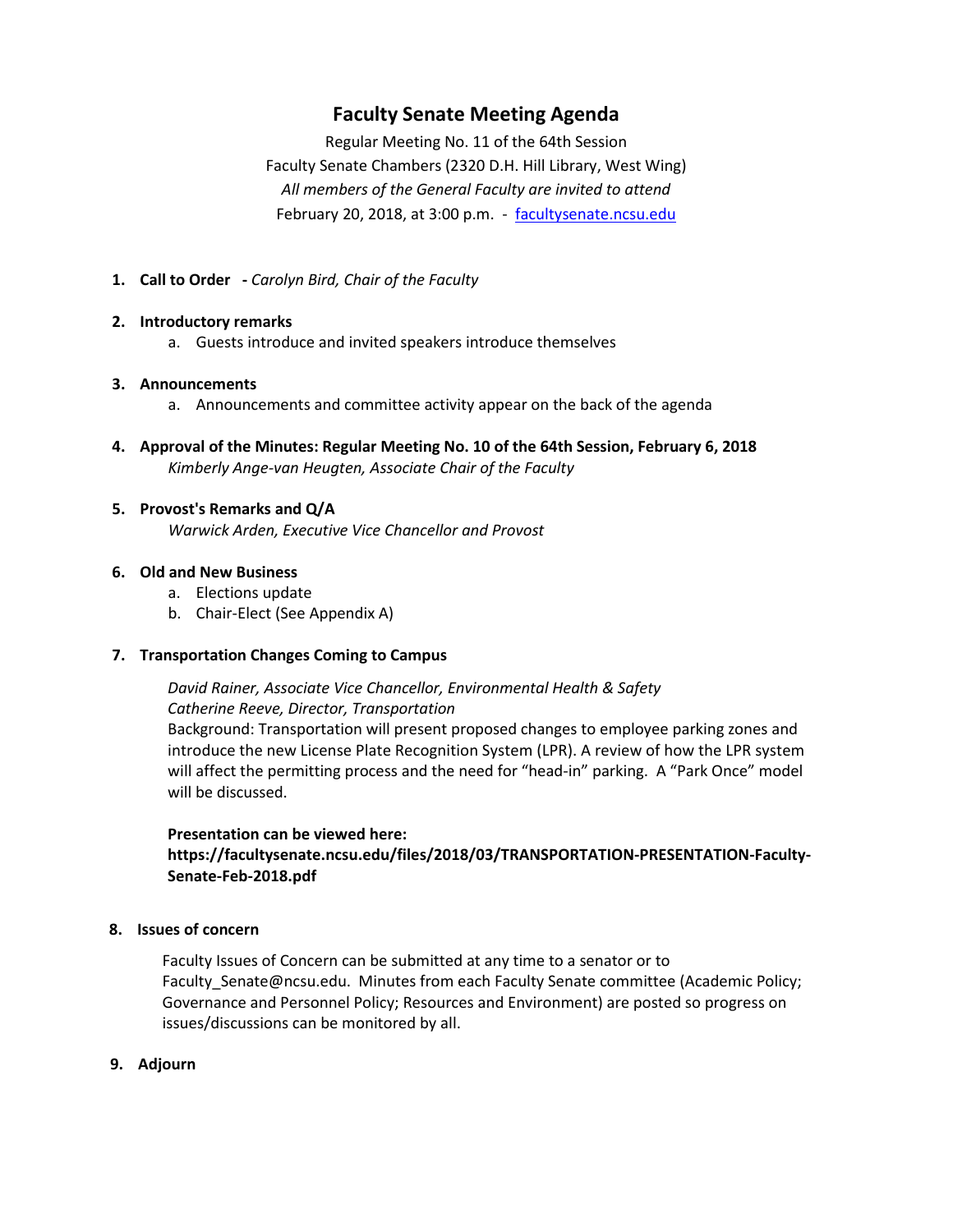# Faculty Senate Meeting Agenda

Regular Meeting No. 11 of the 64th Session
Faculty Senate Chambers (2320 D.H. Hill Library, West Wing)
*All members of the General Faculty are invited to attend*
February 20, 2018, at 3:00 p.m. - [facultysenate.ncsu.edu](facultysenate.ncsu.edu)

1. **Call to Order** - *Carolyn Bird, Chair of the Faculty*

2. **Introductory remarks**
   a. Guests introduce and invited speakers introduce themselves

3. **Announcements**
   a. Announcements and committee activity appear on the back of the agenda

4. **Approval of the Minutes: Regular Meeting No. 10 of the 64th Session, February 6, 2018**
   *Kimberly Ange-van Heugten, Associate Chair of the Faculty*

5. **Provost's Remarks and Q/A**
   *Warwick Arden, Executive Vice Chancellor and Provost*

6. **Old and New Business**
   a. Elections update
   b. Chair-Elect (See Appendix A)

7. **Transportation Changes Coming to Campus**

   *David Rainer, Associate Vice Chancellor, Environmental Health & Safety*
   *Catherine Reeve, Director, Transportation*
   Background: Transportation will present proposed changes to employee parking zones and introduce the new License Plate Recognition System (LPR). A review of how the LPR system will affect the permitting process and the need for "head-in" parking. A "Park Once" model will be discussed.

   **Presentation can be viewed here:**
   **https://facultysenate.ncsu.edu/files/2018/03/TRANSPORTATION-PRESENTATION-Faculty-Senate-Feb-2018.pdf**

8. **Issues of concern**

   Faculty Issues of Concern can be submitted at any time to a senator or to Faculty_Senate@ncsu.edu. Minutes from each Faculty Senate committee (Academic Policy; Governance and Personnel Policy; Resources and Environment) are posted so progress on issues/discussions can be monitored by all.

9. **Adjourn**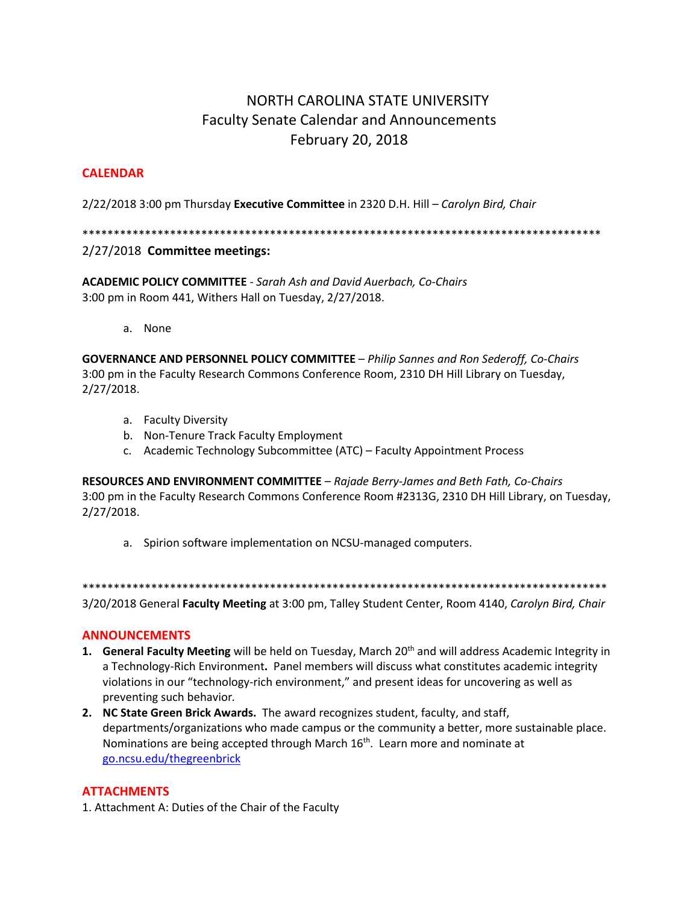# NORTH CAROLINA STATE UNIVERSITY
## Faculty Senate Calendar and Announcements
## February 20, 2018

### CALENDAR

2/22/2018 3:00 pm Thursday **Executive Committee** in 2320 D.H. Hill – *Carolyn Bird, Chair*

*************************************************************************************

2/27/2018 **Committee meetings:**

**ACADEMIC POLICY COMMITTEE** - *Sarah Ash and David Auerbach, Co-Chairs*
3:00 pm in Room 441, Withers Hall on Tuesday, 2/27/2018.

a. None

**GOVERNANCE AND PERSONNEL POLICY COMMITTEE** – *Philip Sannes and Ron Sederoff, Co-Chairs*
3:00 pm in the Faculty Research Commons Conference Room, 2310 DH Hill Library on Tuesday, 2/27/2018.

a. Faculty Diversity
b. Non-Tenure Track Faculty Employment
c. Academic Technology Subcommittee (ATC) – Faculty Appointment Process

**RESOURCES AND ENVIRONMENT COMMITTEE** – *Rajade Berry-James and Beth Fath, Co-Chairs*
3:00 pm in the Faculty Research Commons Conference Room #2313G, 2310 DH Hill Library, on Tuesday, 2/27/2018.

a. Spirion software implementation on NCSU-managed computers.

*************************************************************************************

3/20/2018 General **Faculty Meeting** at 3:00 pm, Talley Student Center, Room 4140, *Carolyn Bird, Chair*

### ANNOUNCEMENTS

1. **General Faculty Meeting** will be held on Tuesday, March 20th and will address Academic Integrity in a Technology-Rich Environment**.** Panel members will discuss what constitutes academic integrity violations in our "technology-rich environment," and present ideas for uncovering as well as preventing such behavior*.*
2. **NC State Green Brick Awards.** The award recognizes student, faculty, and staff, departments/organizations who made campus or the community a better, more sustainable place. Nominations are being accepted through March 16th. Learn more and nominate at go.ncsu.edu/thegreenbrick

### ATTACHMENTS

1. Attachment A: Duties of the Chair of the Faculty